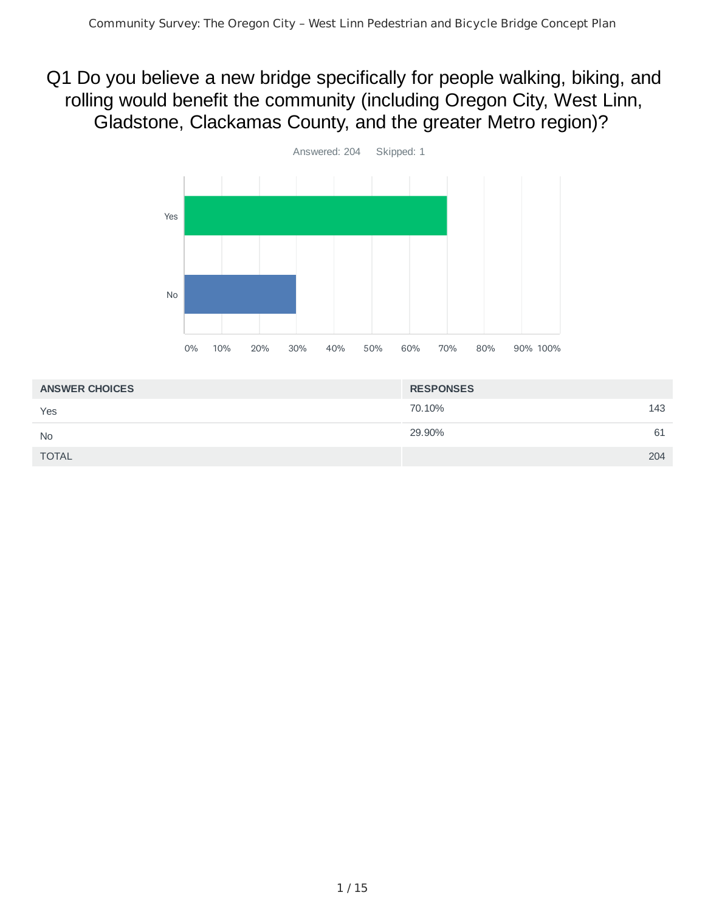# Q1 Do you believe a new bridge specifically for people walking, biking, and rolling would benefit the community (including Oregon City, West Linn, Gladstone, Clackamas County, and the greater Metro region)?

Answered: 204 Skipped: 1

| ANSWER CHOICES | RESPONSES | |
|---|---|---|
| Yes | 70.10% | 143 |
| No | 29.90% | 61 |
| TOTAL | | 204 |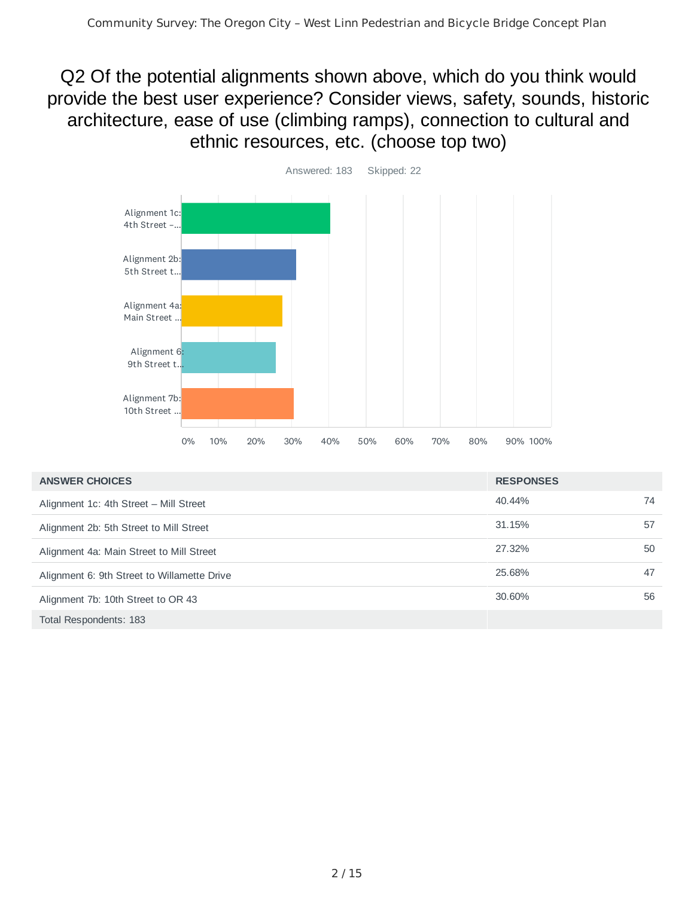# Q2 Of the potential alignments shown above, which do you think would provide the best user experience? Consider views, safety, sounds, historic architecture, ease of use (climbing ramps), connection to cultural and ethnic resources, etc. (choose top two)

Answered: 183 Skipped: 22

| ANSWER CHOICES | RESPONSES | |
|---|---|---|
| Alignment 1c: 4th Street – Mill Street | 40.44% | 74 |
| Alignment 2b: 5th Street to Mill Street | 31.15% | 57 |
| Alignment 4a: Main Street to Mill Street | 27.32% | 50 |
| Alignment 6: 9th Street to Willamette Drive | 25.68% | 47 |
| Alignment 7b: 10th Street to OR 43 | 30.60% | 56 |
| Total Respondents: 183 | | |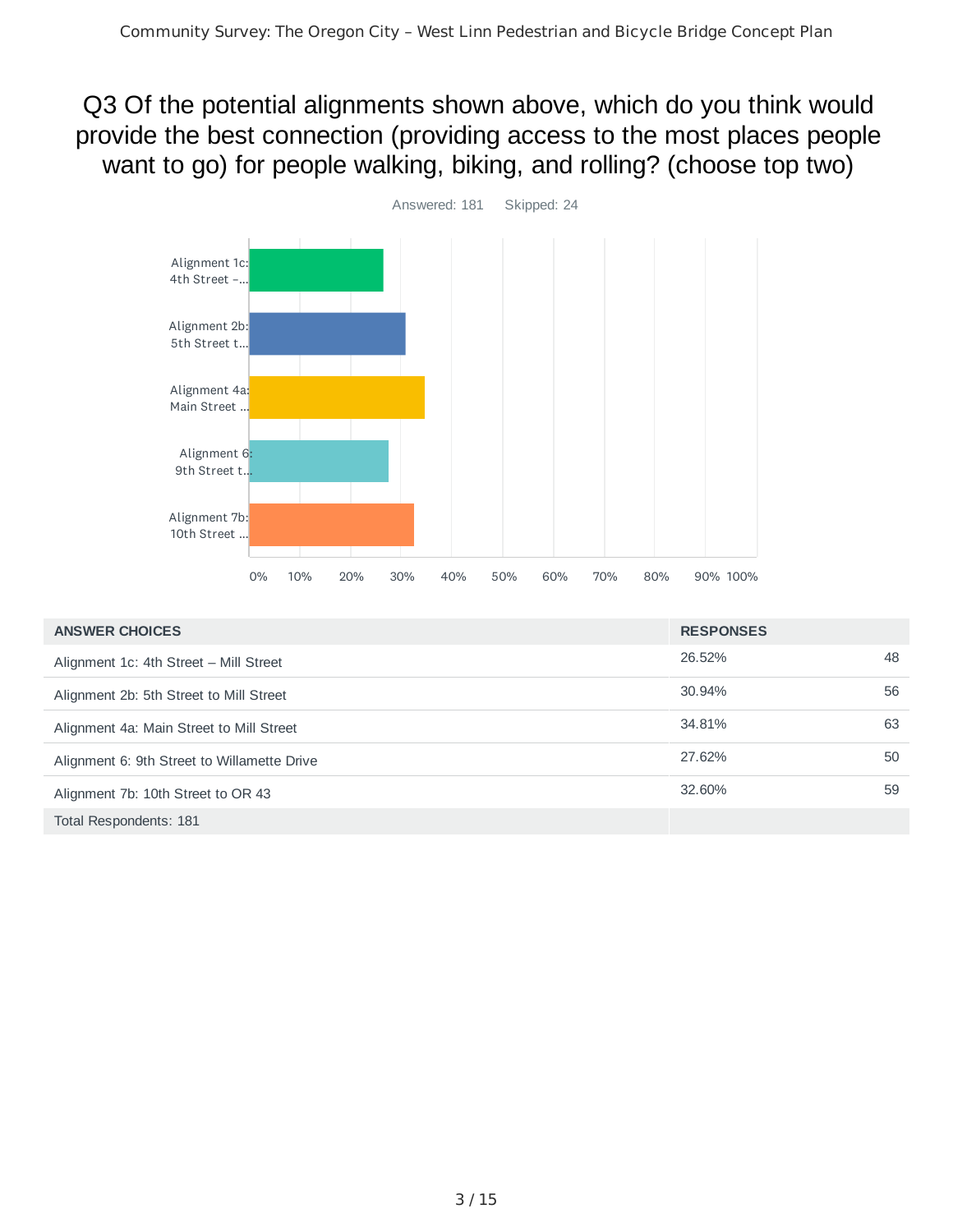# Q3 Of the potential alignments shown above, which do you think would provide the best connection (providing access to the most places people want to go) for people walking, biking, and rolling? (choose top two)

Answered: 181 Skipped: 24

| ANSWER CHOICES | RESPONSES | |
|---|---|---|
| Alignment 1c: 4th Street – Mill Street | 26.52% | 48 |
| Alignment 2b: 5th Street to Mill Street | 30.94% | 56 |
| Alignment 4a: Main Street to Mill Street | 34.81% | 63 |
| Alignment 6: 9th Street to Willamette Drive | 27.62% | 50 |
| Alignment 7b: 10th Street to OR 43 | 32.60% | 59 |
| Total Respondents: 181 | | |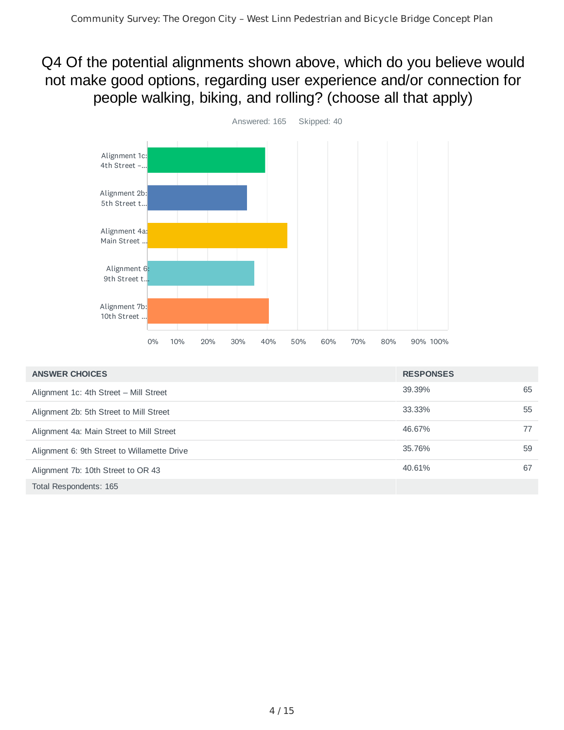# Q4 Of the potential alignments shown above, which do you believe would not make good options, regarding user experience and/or connection for people walking, biking, and rolling? (choose all that apply)

Answered: 165 Skipped: 40

| ANSWER CHOICES | RESPONSES | |
|---|---|---|
| Alignment 1c: 4th Street – Mill Street | 39.39% | 65 |
| Alignment 2b: 5th Street to Mill Street | 33.33% | 55 |
| Alignment 4a: Main Street to Mill Street | 46.67% | 77 |
| Alignment 6: 9th Street to Willamette Drive | 35.76% | 59 |
| Alignment 7b: 10th Street to OR 43 | 40.61% | 67 |
| Total Respondents: 165 | | |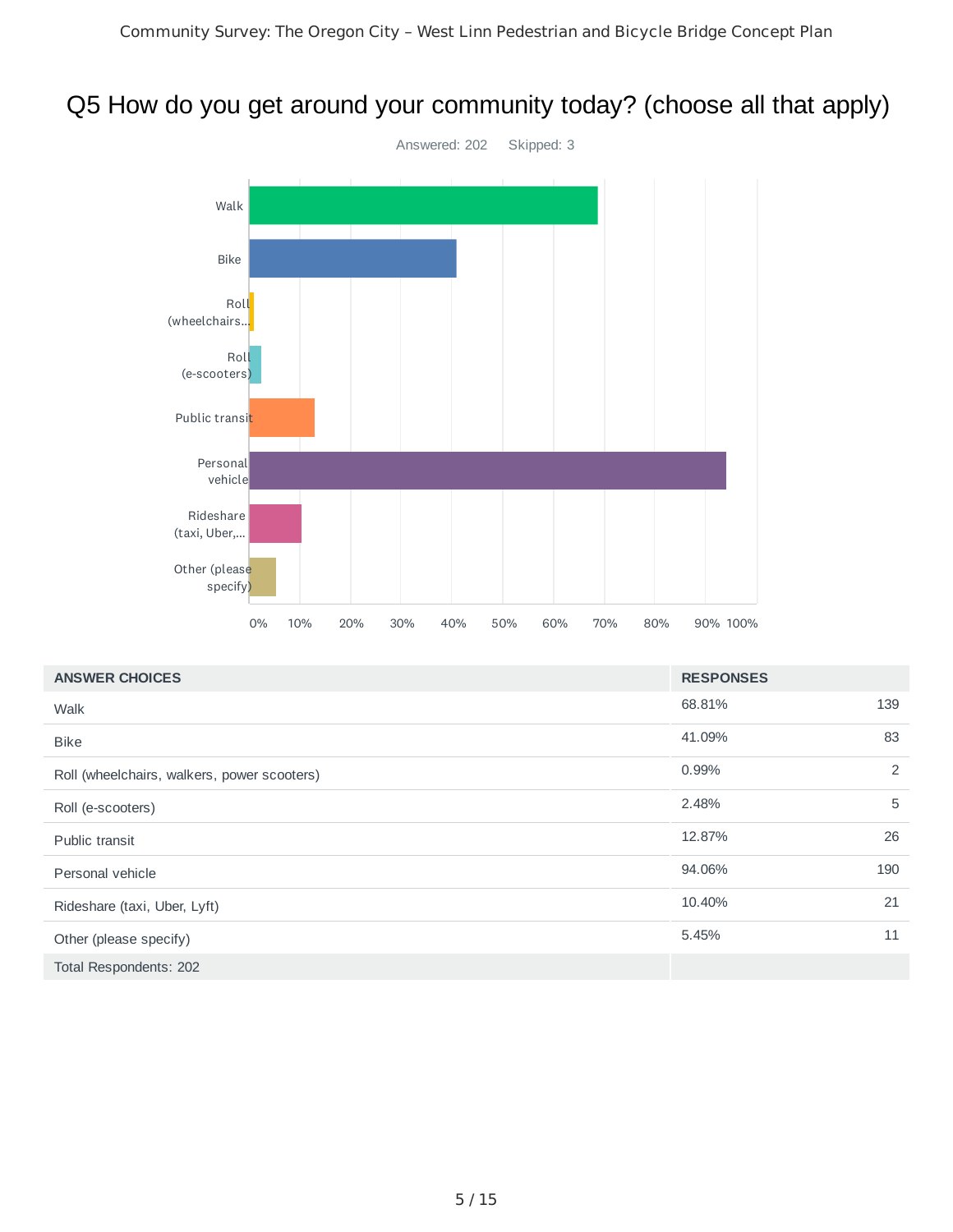# Q5 How do you get around your community today? (choose all that apply)

Answered: 202 Skipped: 3

| ANSWER CHOICES | RESPONSES | |
|---|---|---|
| Walk | 68.81% | 139 |
| Bike | 41.09% | 83 |
| Roll (wheelchairs, walkers, power scooters) | 0.99% | 2 |
| Roll (e-scooters) | 2.48% | 5 |
| Public transit | 12.87% | 26 |
| Personal vehicle | 94.06% | 190 |
| Rideshare (taxi, Uber, Lyft) | 10.40% | 21 |
| Other (please specify) | 5.45% | 11 |
| Total Respondents: 202 | | |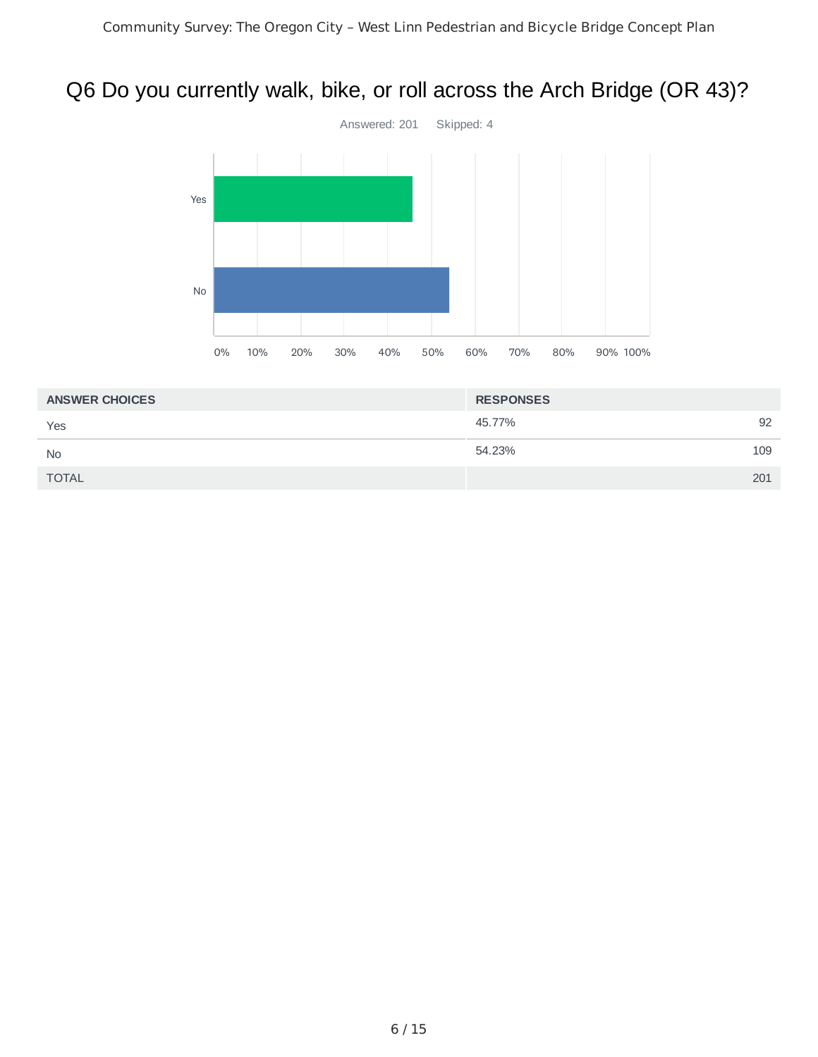## Q6 Do you currently walk, bike, or roll across the Arch Bridge (OR 43)?

Answered: 201 Skipped: 4

| ANSWER CHOICES | RESPONSES | |
|---|---|---|
| Yes | 45.77% | 92 |
| No | 54.23% | 109 |
| TOTAL | | 201 |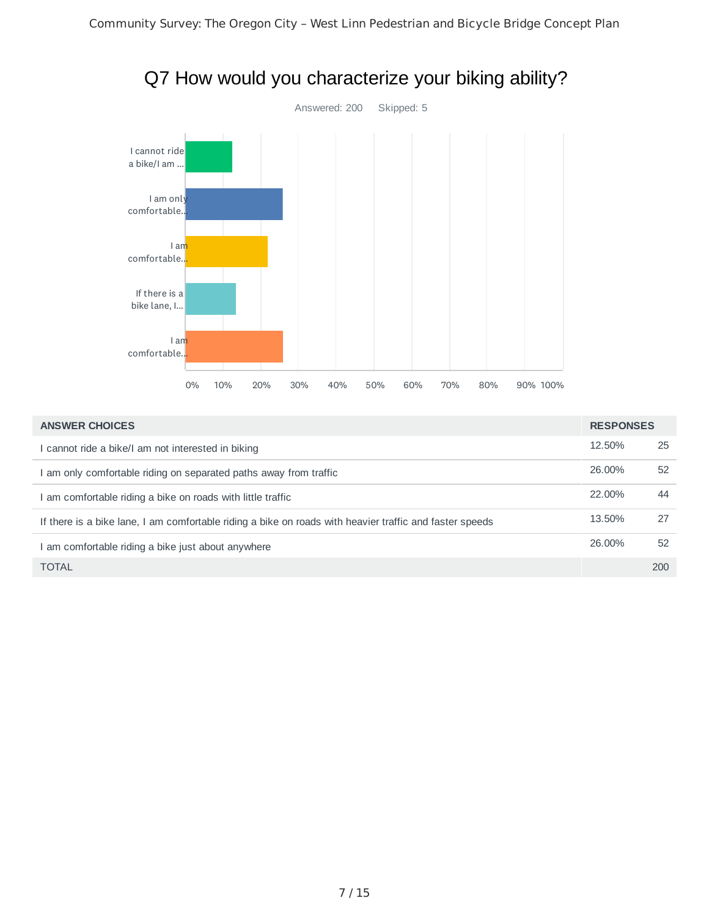## Q7 How would you characterize your biking ability?

Answered: 200    Skipped: 5

| ANSWER CHOICES | RESPONSES | |
|---|---|---|
| I cannot ride a bike/I am not interested in biking | 12.50% | 25 |
| I am only comfortable riding on separated paths away from traffic | 26.00% | 52 |
| I am comfortable riding a bike on roads with little traffic | 22.00% | 44 |
| If there is a bike lane, I am comfortable riding a bike on roads with heavier traffic and faster speeds | 13.50% | 27 |
| I am comfortable riding a bike just about anywhere | 26.00% | 52 |
| TOTAL | | 200 |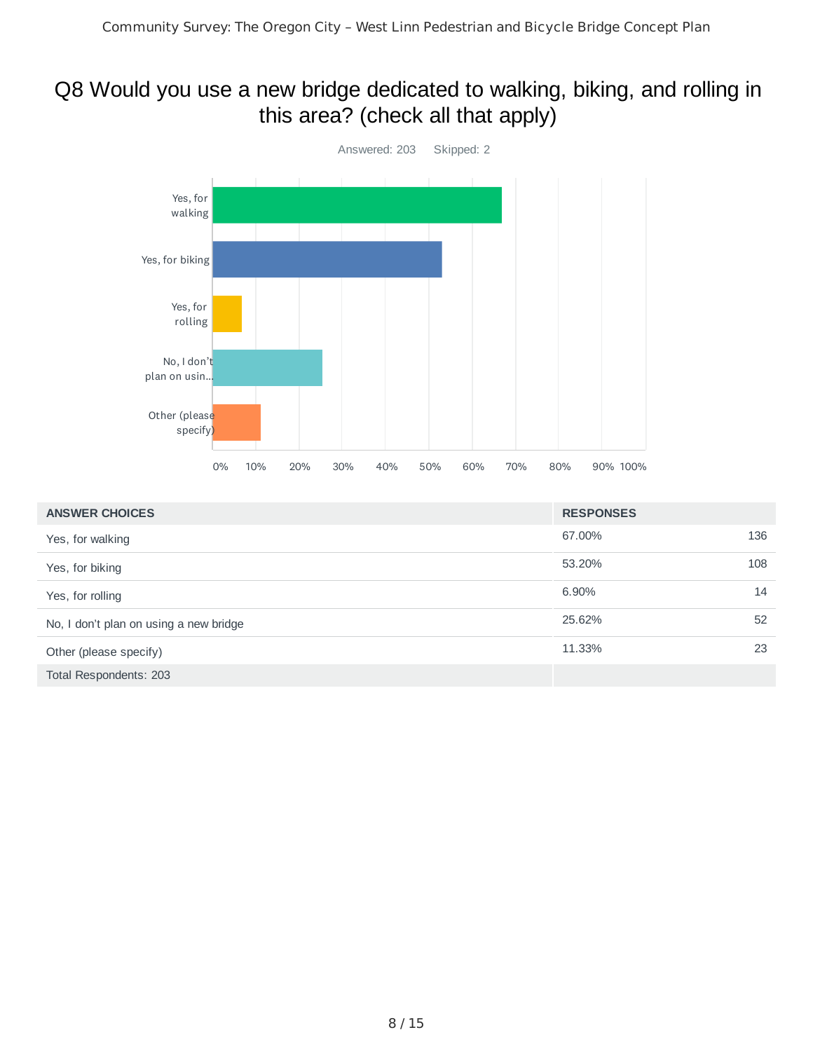# Q8 Would you use a new bridge dedicated to walking, biking, and rolling in this area? (check all that apply)

Answered: 203 Skipped: 2

| ANSWER CHOICES | RESPONSES | |
|---|---|---|
| Yes, for walking | 67.00% | 136 |
| Yes, for biking | 53.20% | 108 |
| Yes, for rolling | 6.90% | 14 |
| No, I don't plan on using a new bridge | 25.62% | 52 |
| Other (please specify) | 11.33% | 23 |
| Total Respondents: 203 | | |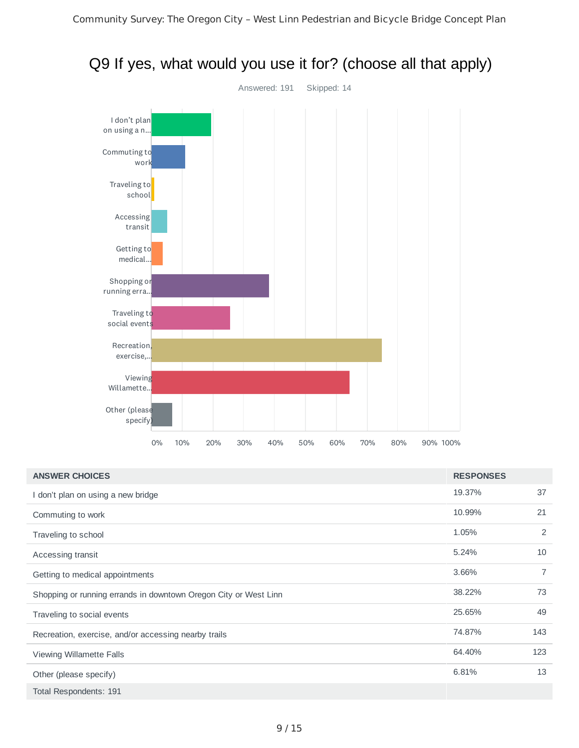# Q9 If yes, what would you use it for? (choose all that apply)

Answered: 191 Skipped: 14

| ANSWER CHOICES | RESPONSES | |
|---|---|---|
| I don't plan on using a new bridge | 19.37% | 37 |
| Commuting to work | 10.99% | 21 |
| Traveling to school | 1.05% | 2 |
| Accessing transit | 5.24% | 10 |
| Getting to medical appointments | 3.66% | 7 |
| Shopping or running errands in downtown Oregon City or West Linn | 38.22% | 73 |
| Traveling to social events | 25.65% | 49 |
| Recreation, exercise, and/or accessing nearby trails | 74.87% | 143 |
| Viewing Willamette Falls | 64.40% | 123 |
| Other (please specify) | 6.81% | 13 |
| Total Respondents: 191 | | |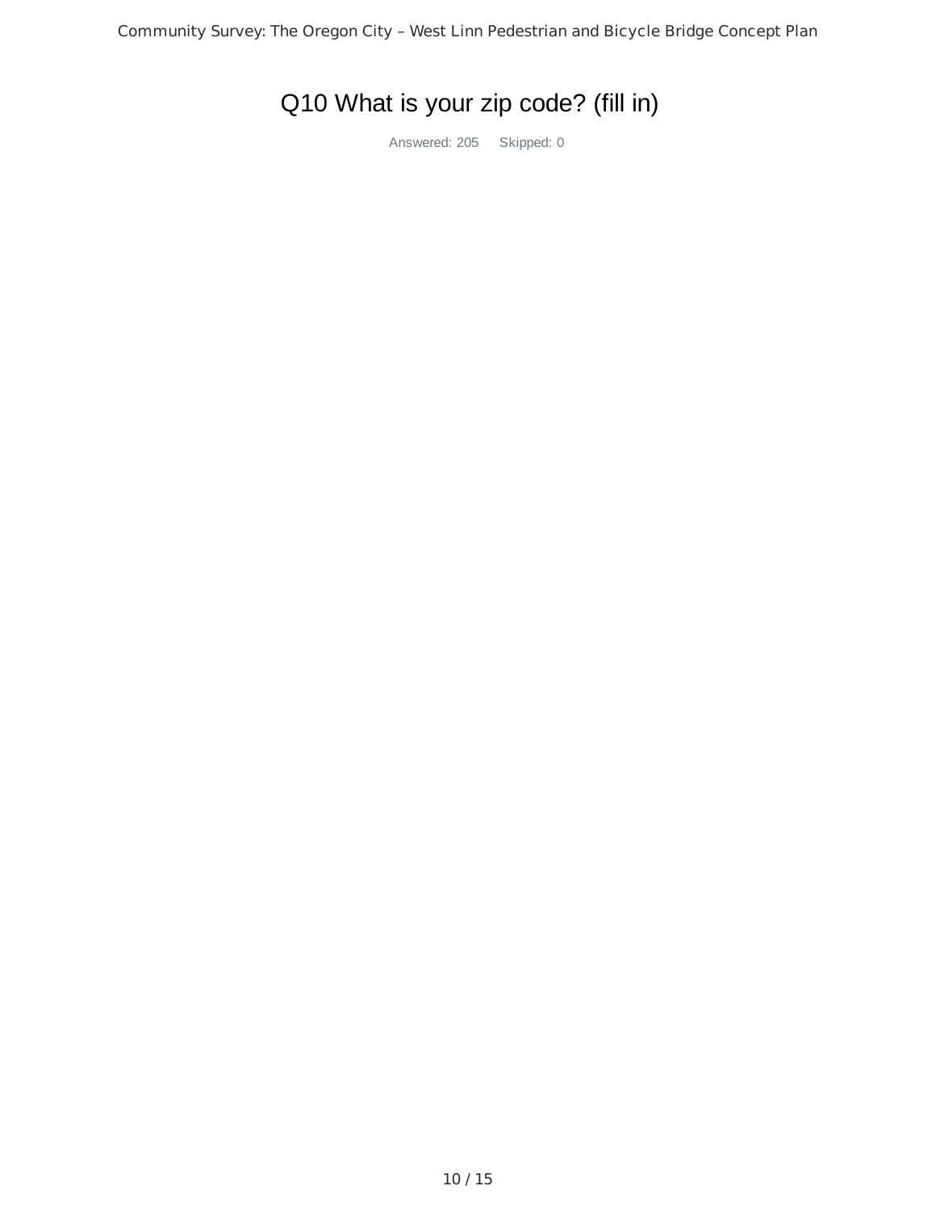# Q10 What is your zip code? (fill in)

Answered: 205 Skipped: 0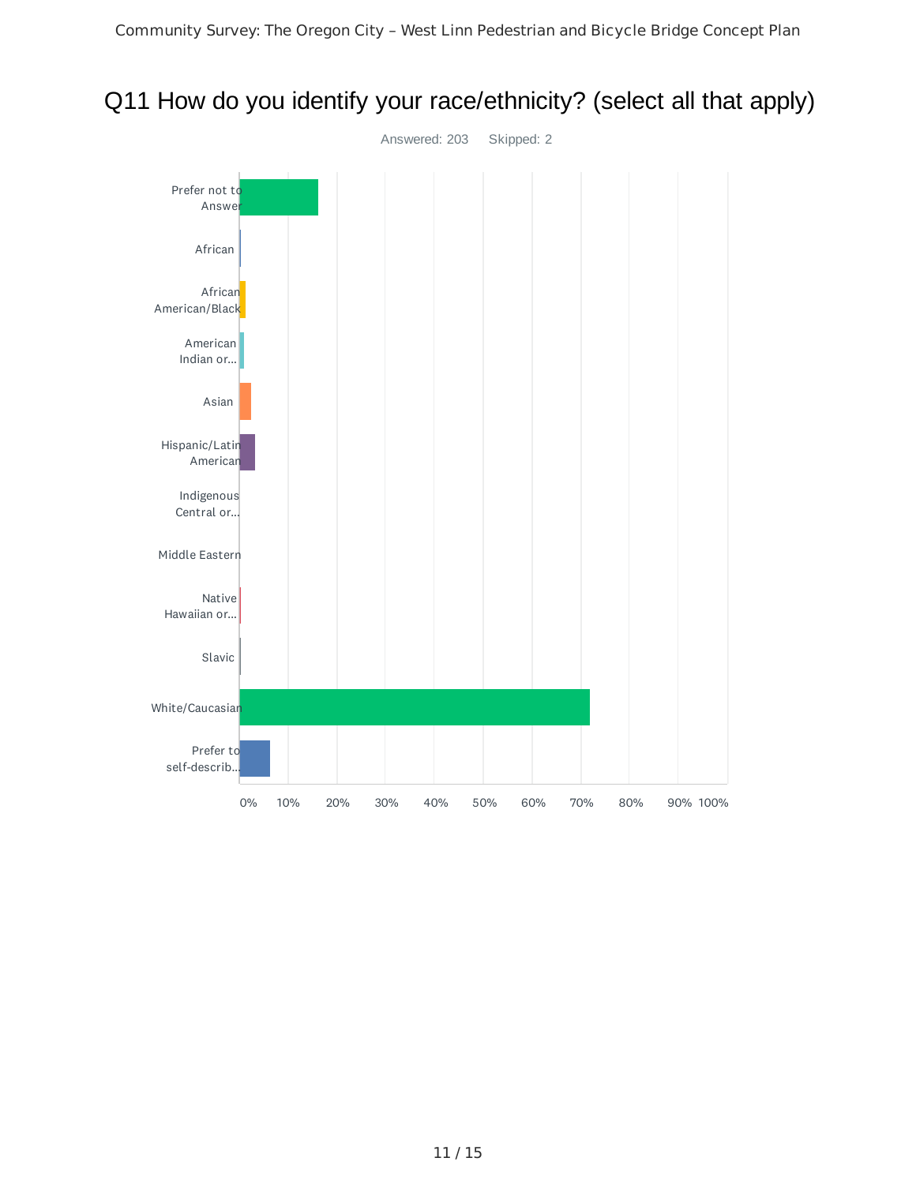# Q11 How do you identify your race/ethnicity? (select all that apply)

Answered: 203 Skipped: 2

Prefer not to Answer

African

African American/Black

American Indian or...

Asian

Hispanic/Latin American

Indigenous Central or...

Middle Eastern

Native Hawaiian or...

Slavic

White/Caucasian

Prefer to self-describ...

0% 10% 20% 30% 40% 50% 60% 70% 80% 90% 100%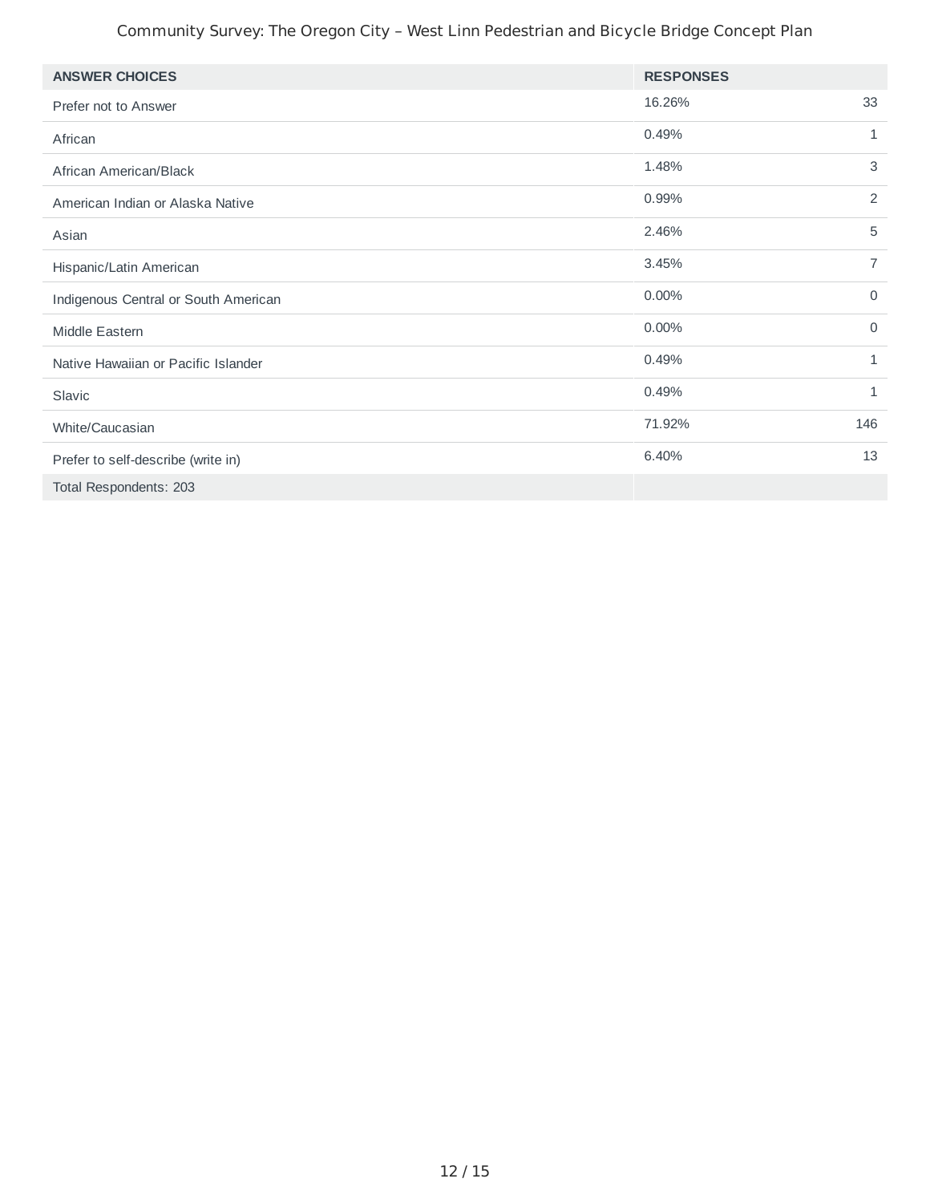| ANSWER CHOICES | RESPONSES | |
|---|---|---|
| Prefer not to Answer | 16.26% | 33 |
| African | 0.49% | 1 |
| African American/Black | 1.48% | 3 |
| American Indian or Alaska Native | 0.99% | 2 |
| Asian | 2.46% | 5 |
| Hispanic/Latin American | 3.45% | 7 |
| Indigenous Central or South American | 0.00% | 0 |
| Middle Eastern | 0.00% | 0 |
| Native Hawaiian or Pacific Islander | 0.49% | 1 |
| Slavic | 0.49% | 1 |
| White/Caucasian | 71.92% | 146 |
| Prefer to self-describe (write in) | 6.40% | 13 |
| Total Respondents: 203 | | |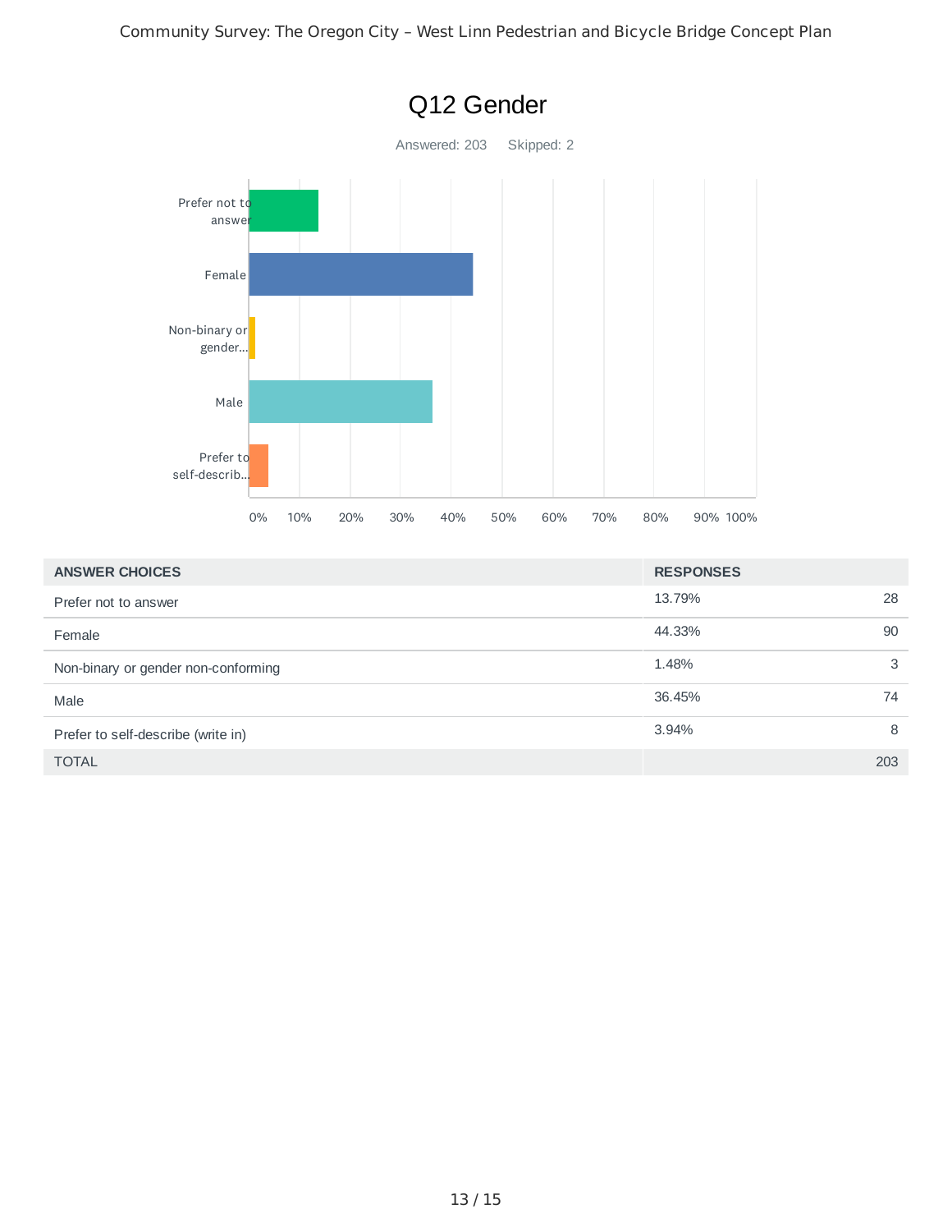# Q12 Gender

Answered: 203 Skipped: 2

| ANSWER CHOICES | RESPONSES | |
|---|---|---|
| Prefer not to answer | 13.79% | 28 |
| Female | 44.33% | 90 |
| Non-binary or gender non-conforming | 1.48% | 3 |
| Male | 36.45% | 74 |
| Prefer to self-describe (write in) | 3.94% | 8 |
| TOTAL | | 203 |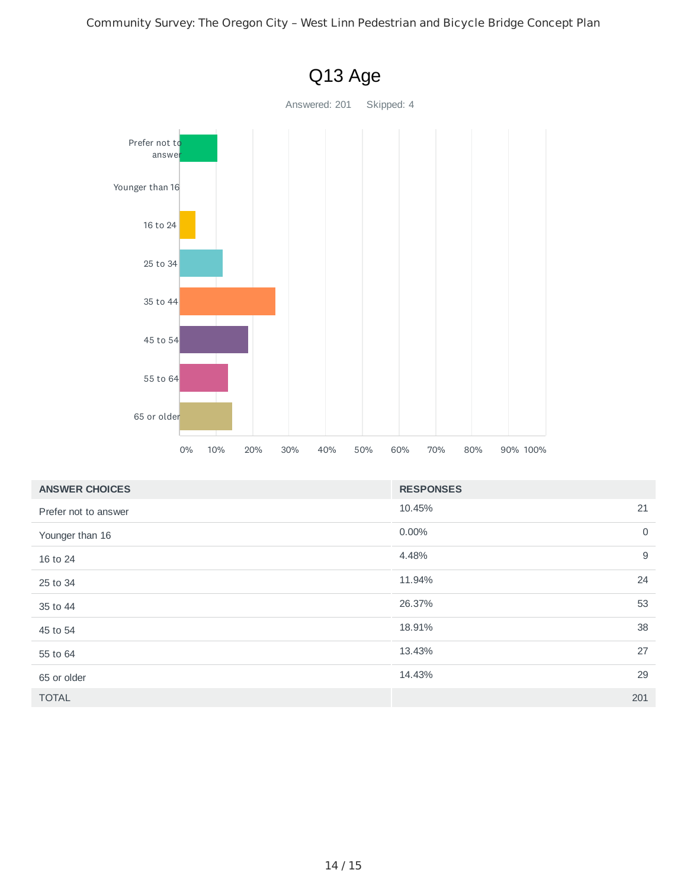# Q13 Age

Answered: 201    Skipped: 4

| ANSWER CHOICES | RESPONSES | |
|---|---|---|
| Prefer not to answer | 10.45% | 21 |
| Younger than 16 | 0.00% | 0 |
| 16 to 24 | 4.48% | 9 |
| 25 to 34 | 11.94% | 24 |
| 35 to 44 | 26.37% | 53 |
| 45 to 54 | 18.91% | 38 |
| 55 to 64 | 13.43% | 27 |
| 65 or older | 14.43% | 29 |
| TOTAL | | 201 |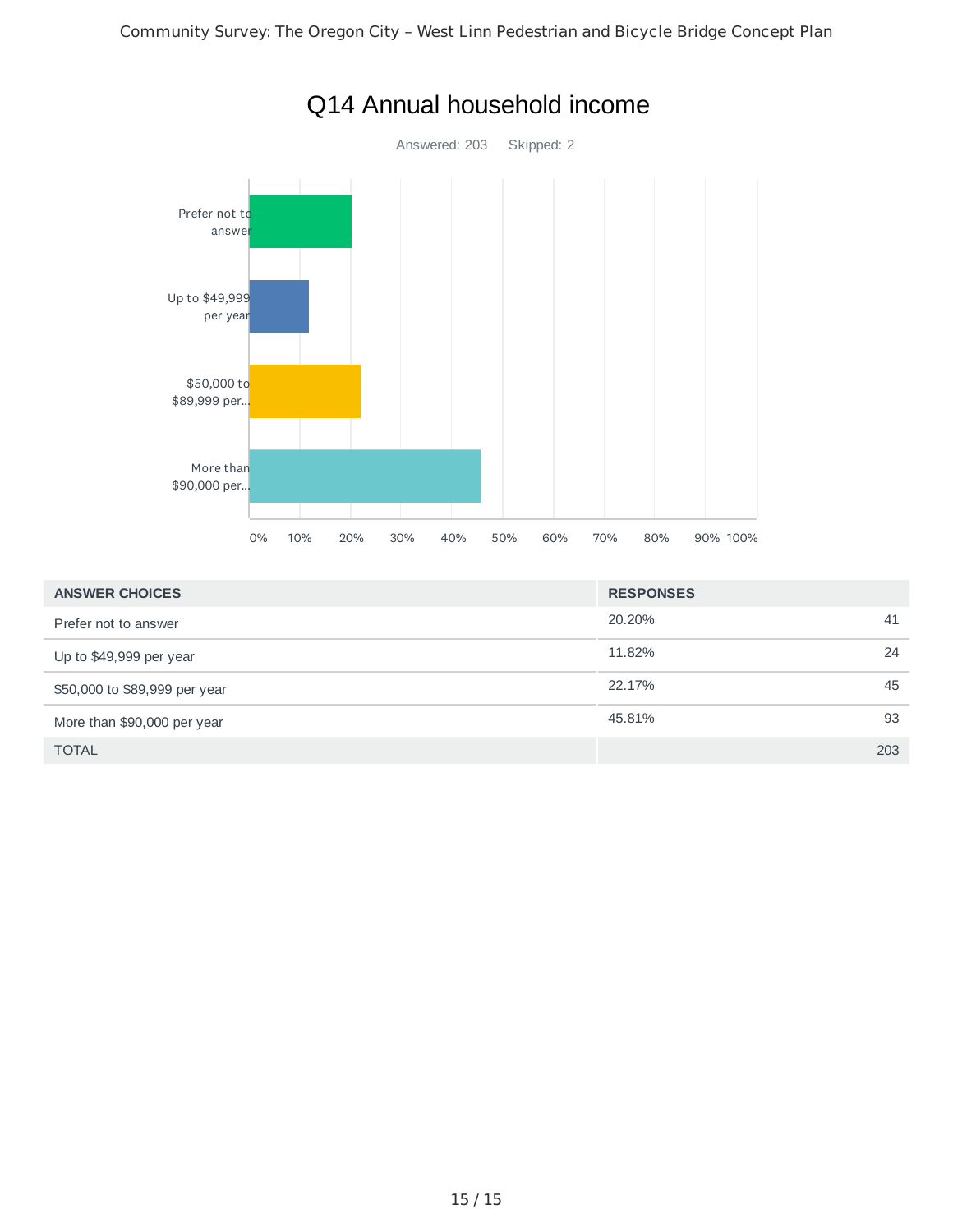## Q14 Annual household income

Answered: 203 Skipped: 2

Prefer not to answer

Up to $49,999 per year

$50,000 to $89,999 per...

More than $90,000 per...

0% 10% 20% 30% 40% 50% 60% 70% 80% 90% 100%

| ANSWER CHOICES | RESPONSES | |
|---|---|---|
| Prefer not to answer | 20.20% | 41 |
| Up to $49,999 per year | 11.82% | 24 |
| $50,000 to $89,999 per year | 22.17% | 45 |
| More than $90,000 per year | 45.81% | 93 |
| TOTAL | | 203 |